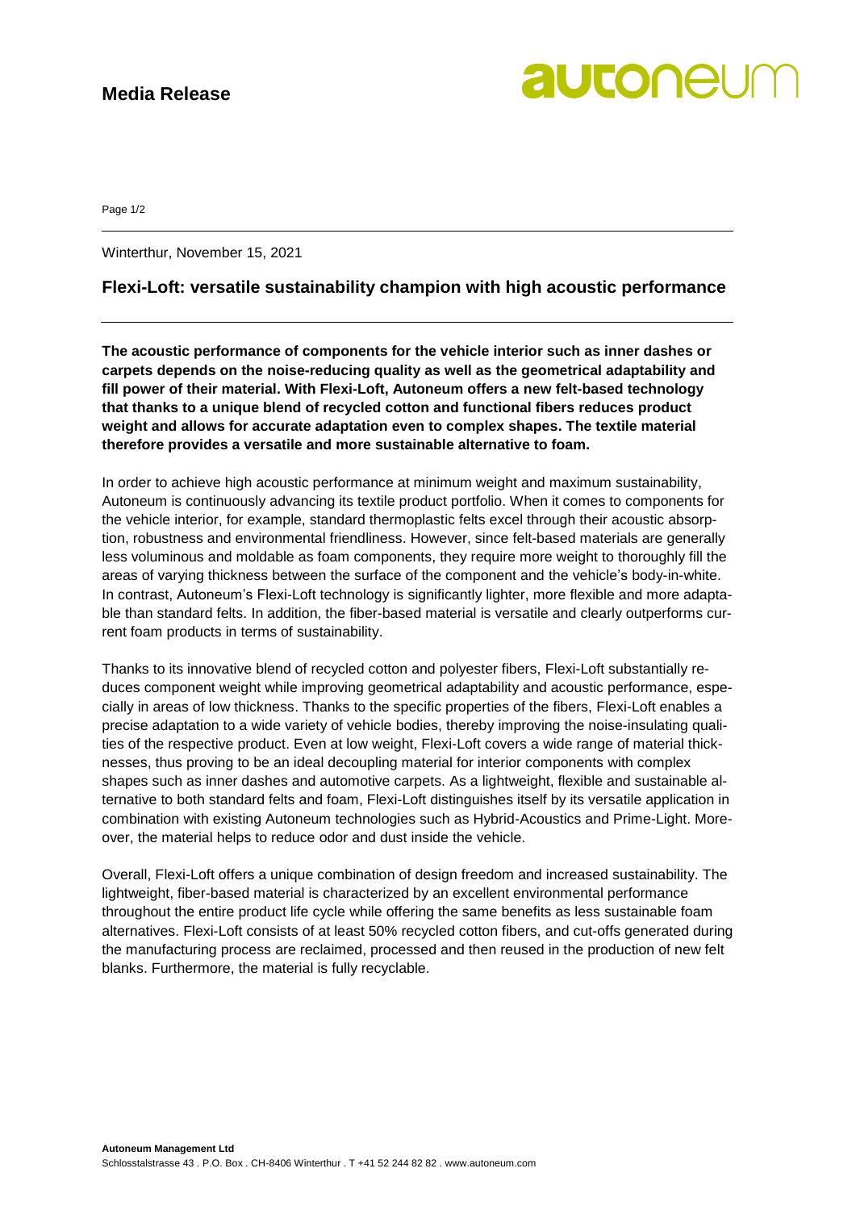**Media Release**

Winterthur, November 15, 2021

## Flexi-Loft: versatile sustainability champion with high acoustic performance

**The acoustic performance of components for the vehicle interior such as inner dashes or carpets depends on the noise-reducing quality as well as the geometrical adaptability and fill power of their material. With Flexi-Loft, Autoneum offers a new felt-based technology that thanks to a unique blend of recycled cotton and functional fibers reduces product weight and allows for accurate adaptation even to complex shapes. The textile material therefore provides a versatile and more sustainable alternative to foam.**

In order to achieve high acoustic performance at minimum weight and maximum sustainability, Autoneum is continuously advancing its textile product portfolio. When it comes to components for the vehicle interior, for example, standard thermoplastic felts excel through their acoustic absorption, robustness and environmental friendliness. However, since felt-based materials are generally less voluminous and moldable as foam components, they require more weight to thoroughly fill the areas of varying thickness between the surface of the component and the vehicle's body-in-white. In contrast, Autoneum's Flexi-Loft technology is significantly lighter, more flexible and more adaptable than standard felts. In addition, the fiber-based material is versatile and clearly outperforms current foam products in terms of sustainability.

Thanks to its innovative blend of recycled cotton and polyester fibers, Flexi-Loft substantially reduces component weight while improving geometrical adaptability and acoustic performance, especially in areas of low thickness. Thanks to the specific properties of the fibers, Flexi-Loft enables a precise adaptation to a wide variety of vehicle bodies, thereby improving the noise-insulating qualities of the respective product. Even at low weight, Flexi-Loft covers a wide range of material thicknesses, thus proving to be an ideal decoupling material for interior components with complex shapes such as inner dashes and automotive carpets. As a lightweight, flexible and sustainable alternative to both standard felts and foam, Flexi-Loft distinguishes itself by its versatile application in combination with existing Autoneum technologies such as Hybrid-Acoustics and Prime-Light. Moreover, the material helps to reduce odor and dust inside the vehicle.

Overall, Flexi-Loft offers a unique combination of design freedom and increased sustainability. The lightweight, fiber-based material is characterized by an excellent environmental performance throughout the entire product life cycle while offering the same benefits as less sustainable foam alternatives. Flexi-Loft consists of at least 50% recycled cotton fibers, and cut-offs generated during the manufacturing process are reclaimed, processed and then reused in the production of new felt blanks. Furthermore, the material is fully recyclable.

**Autoneum Management Ltd**
Schlosstalstrasse 43 . P.O. Box . CH-8406 Winterthur . T +41 52 244 82 82 . www.autoneum.com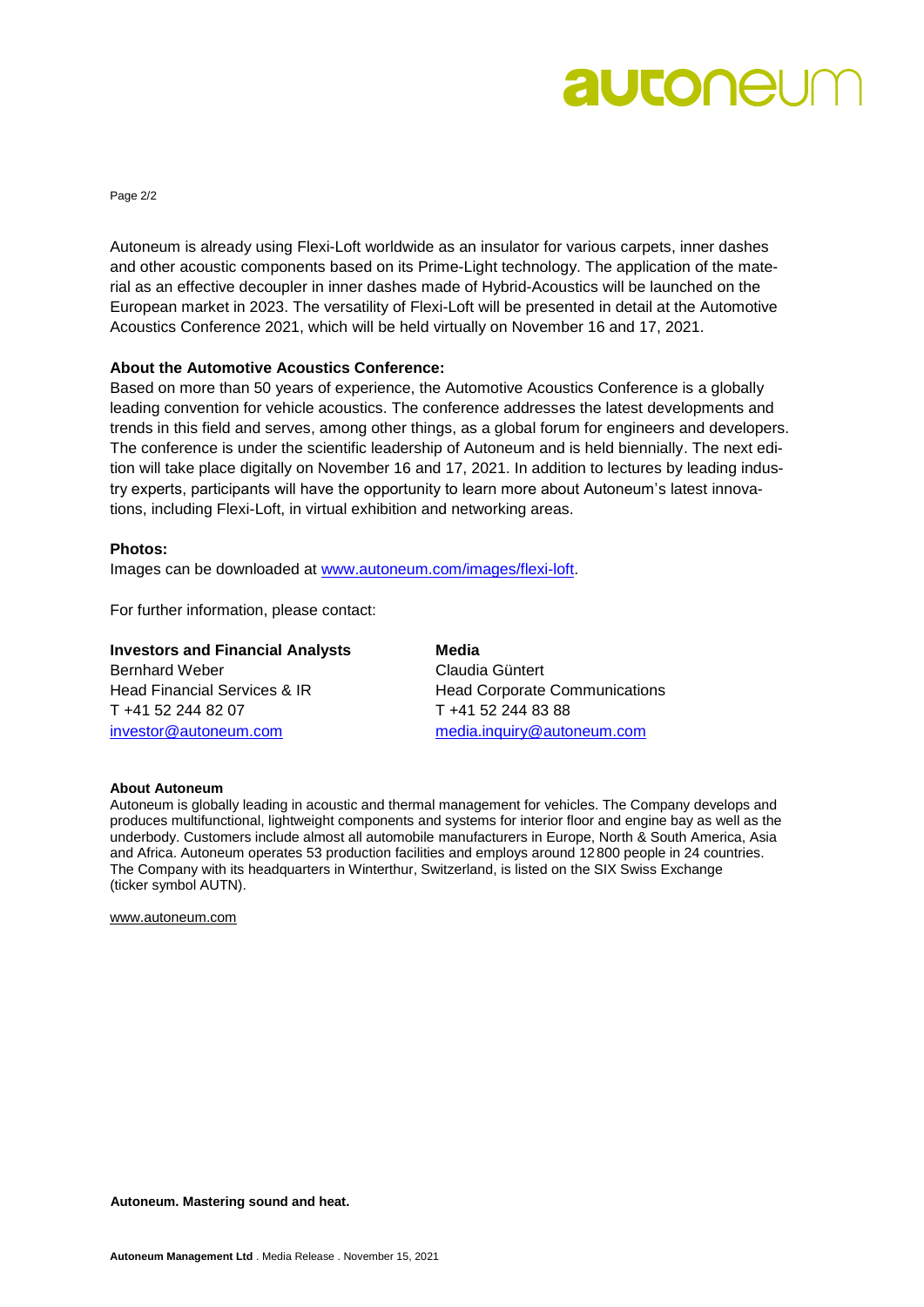Autoneum is already using Flexi-Loft worldwide as an insulator for various carpets, inner dashes and other acoustic components based on its Prime-Light technology. The application of the material as an effective decoupler in inner dashes made of Hybrid-Acoustics will be launched on the European market in 2023. The versatility of Flexi-Loft will be presented in detail at the Automotive Acoustics Conference 2021, which will be held virtually on November 16 and 17, 2021.

**About the Automotive Acoustics Conference:**

Based on more than 50 years of experience, the Automotive Acoustics Conference is a globally leading convention for vehicle acoustics. The conference addresses the latest developments and trends in this field and serves, among other things, as a global forum for engineers and developers. The conference is under the scientific leadership of Autoneum and is held biennially. The next edition will take place digitally on November 16 and 17, 2021. In addition to lectures by leading industry experts, participants will have the opportunity to learn more about Autoneum's latest innovations, including Flexi-Loft, in virtual exhibition and networking areas.

**Photos:**

Images can be downloaded at www.autoneum.com/images/flexi-loft.

For further information, please contact:

**Investors and Financial Analysts**
Bernhard Weber
Head Financial Services & IR
T +41 52 244 82 07
investor@autoneum.com

**Media**
Claudia Güntert
Head Corporate Communications
T +41 52 244 83 88
media.inquiry@autoneum.com

**About Autoneum**

Autoneum is globally leading in acoustic and thermal management for vehicles. The Company develops and produces multifunctional, lightweight components and systems for interior floor and engine bay as well as the underbody. Customers include almost all automobile manufacturers in Europe, North & South America, Asia and Africa. Autoneum operates 53 production facilities and employs around 12 800 people in 24 countries. The Company with its headquarters in Winterthur, Switzerland, is listed on the SIX Swiss Exchange (ticker symbol AUTN).

www.autoneum.com

**Autoneum. Mastering sound and heat.**